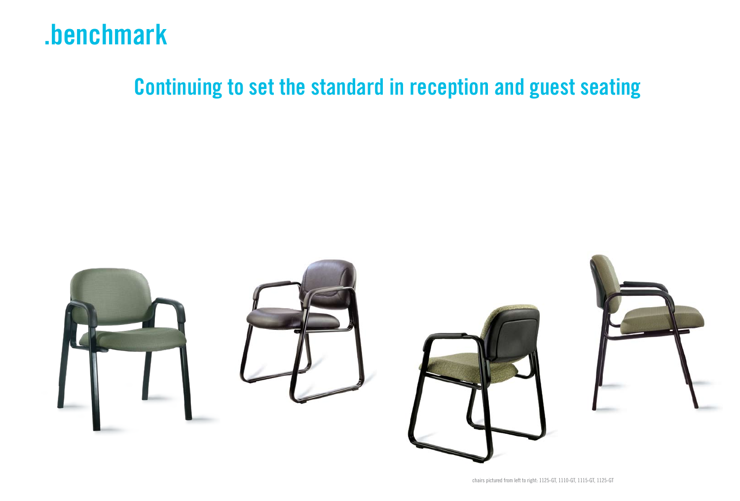# .benchmark

## Continuing to set the standard in reception and guest seating

chairs pictured from left to right: 1125-GT, 1110-GT, 1115-GT, 1125-GT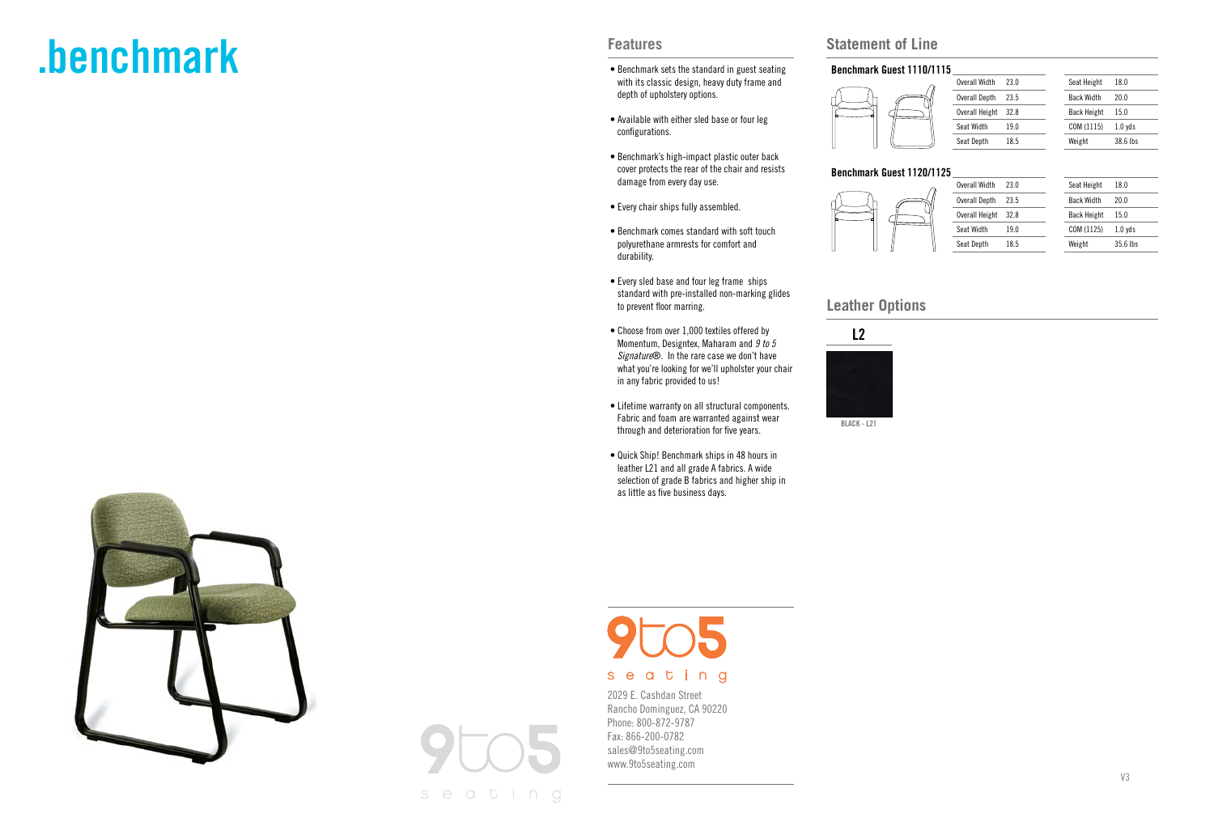# .benchmark

## Features

- Benchmark sets the standard in guest seating with its classic design, heavy duty frame and depth of upholstery options.
- Available with either sled base or four leg configurations.
- Benchmark's high-impact plastic outer back cover protects the rear of the chair and resists damage from every day use.
- Every chair ships fully assembled.
- Benchmark comes standard with soft touch polyurethane armrests for comfort and durability.
- Every sled base and four leg frame ships standard with pre-installed non-marking glides to prevent floor marring.
- Choose from over 1,000 textiles offered by Momentum, Designtex, Maharam and *9 to 5 Signature®*. In the rare case we don't have what you're looking for we'll upholster your chair in any fabric provided to us!
- Lifetime warranty on all structural components. Fabric and foam are warranted against wear through and deterioration for five years.
- Quick Ship! Benchmark ships in 48 hours in leather L21 and all grade A fabrics. A wide selection of grade B fabrics and higher ship in as little as five business days.

## Statement of Line

### Benchmark Guest 1110/1115

| | | | |
|---|---|---|---|
| Overall Width | 23.0 | Seat Height | 18.0 |
| Overall Depth | 23.5 | Back Width | 20.0 |
| Overall Height | 32.8 | Back Height | 15.0 |
| Seat Width | 19.0 | COM (1115) | 1.0 yds |
| Seat Depth | 18.5 | Weight | 38.6 lbs |

### Benchmark Guest 1120/1125

| | | | |
|---|---|---|---|
| Overall Width | 23.0 | Seat Height | 18.0 |
| Overall Depth | 23.5 | Back Width | 20.0 |
| Overall Height | 32.8 | Back Height | 15.0 |
| Seat Width | 19.0 | COM (1125) | 1.0 yds |
| Seat Depth | 18.5 | Weight | 35.6 lbs |

## Leather Options

**L2**

BLACK - L21

9to5 seating

2029 E. Cashdan Street
Rancho Dominguez, CA 90220
Phone: 800-872-9787
Fax: 866-200-0782
sales@9to5seating.com
www.9to5seating.com

V3